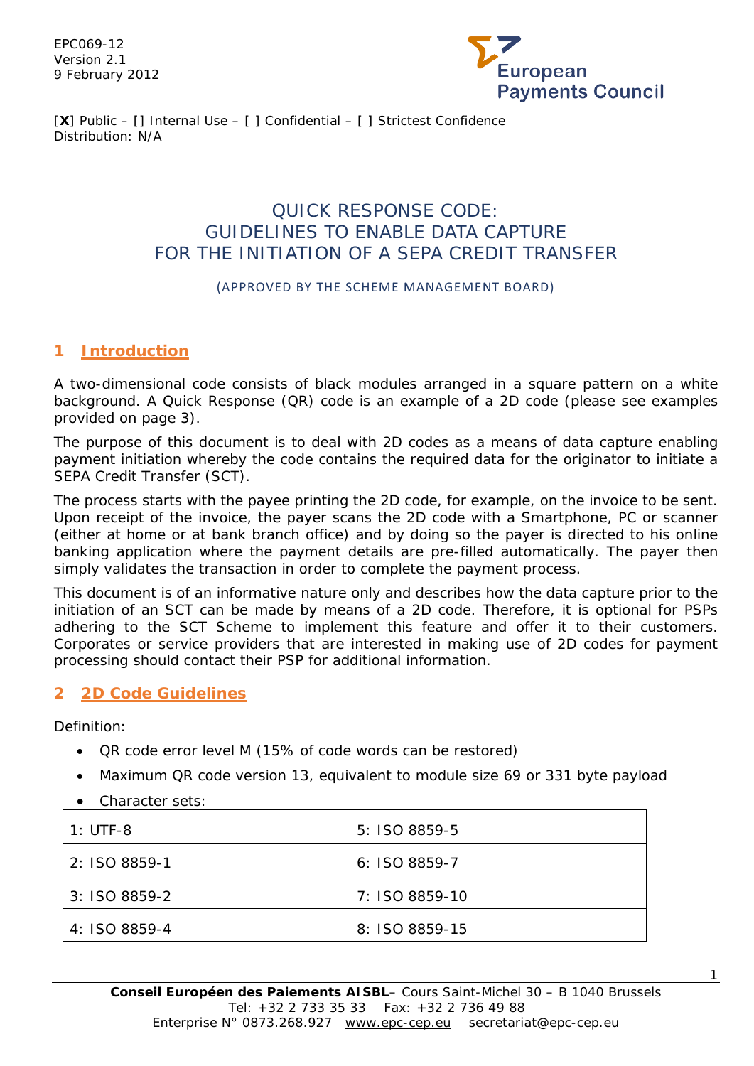EPC069-12
Version 2.1
9 February 2012

European Payments Council

[**X**] Public – [] Internal Use – [ ] Confidential – [ ] Strictest Confidence
Distribution: N/A

# QUICK RESPONSE CODE: GUIDELINES TO ENABLE DATA CAPTURE FOR THE INITIATION OF A SEPA CREDIT TRANSFER

(APPROVED BY THE SCHEME MANAGEMENT BOARD)

## 1 Introduction

A two-dimensional code consists of black modules arranged in a square pattern on a white background. A Quick Response (QR) code is an example of a 2D code (please see examples provided on page 3).

The purpose of this document is to deal with 2D codes as a means of data capture enabling payment initiation whereby the code contains the required data for the originator to initiate a SEPA Credit Transfer (SCT).

The process starts with the payee printing the 2D code, for example, on the invoice to be sent. Upon receipt of the invoice, the payer scans the 2D code with a Smartphone, PC or scanner (either at home or at bank branch office) and by doing so the payer is directed to his online banking application where the payment details are pre-filled automatically. The payer then simply validates the transaction in order to complete the payment process.

This document is of an informative nature only and describes how the data capture prior to the initiation of an SCT can be made by means of a 2D code. Therefore, it is optional for PSPs adhering to the SCT Scheme to implement this feature and offer it to their customers. Corporates or service providers that are interested in making use of 2D codes for payment processing should contact their PSP for additional information.

## 2 2D Code Guidelines

Definition:

- QR code error level M (15% of code words can be restored)
- Maximum QR code version 13, equivalent to module size 69 or 331 byte payload
- Character sets:

| | |
|---|---|
| 1: UTF-8 | 5: ISO 8859-5 |
| 2: ISO 8859-1 | 6: ISO 8859-7 |
| 3: ISO 8859-2 | 7: ISO 8859-10 |
| 4: ISO 8859-4 | 8: ISO 8859-15 |

**Conseil Européen des Paiements AISBL**– Cours Saint-Michel 30 – B 1040 Brussels
Tel: +32 2 733 35 33 Fax: +32 2 736 49 88
Enterprise N° 0873.268.927 www.epc-cep.eu secretariat@epc-cep.eu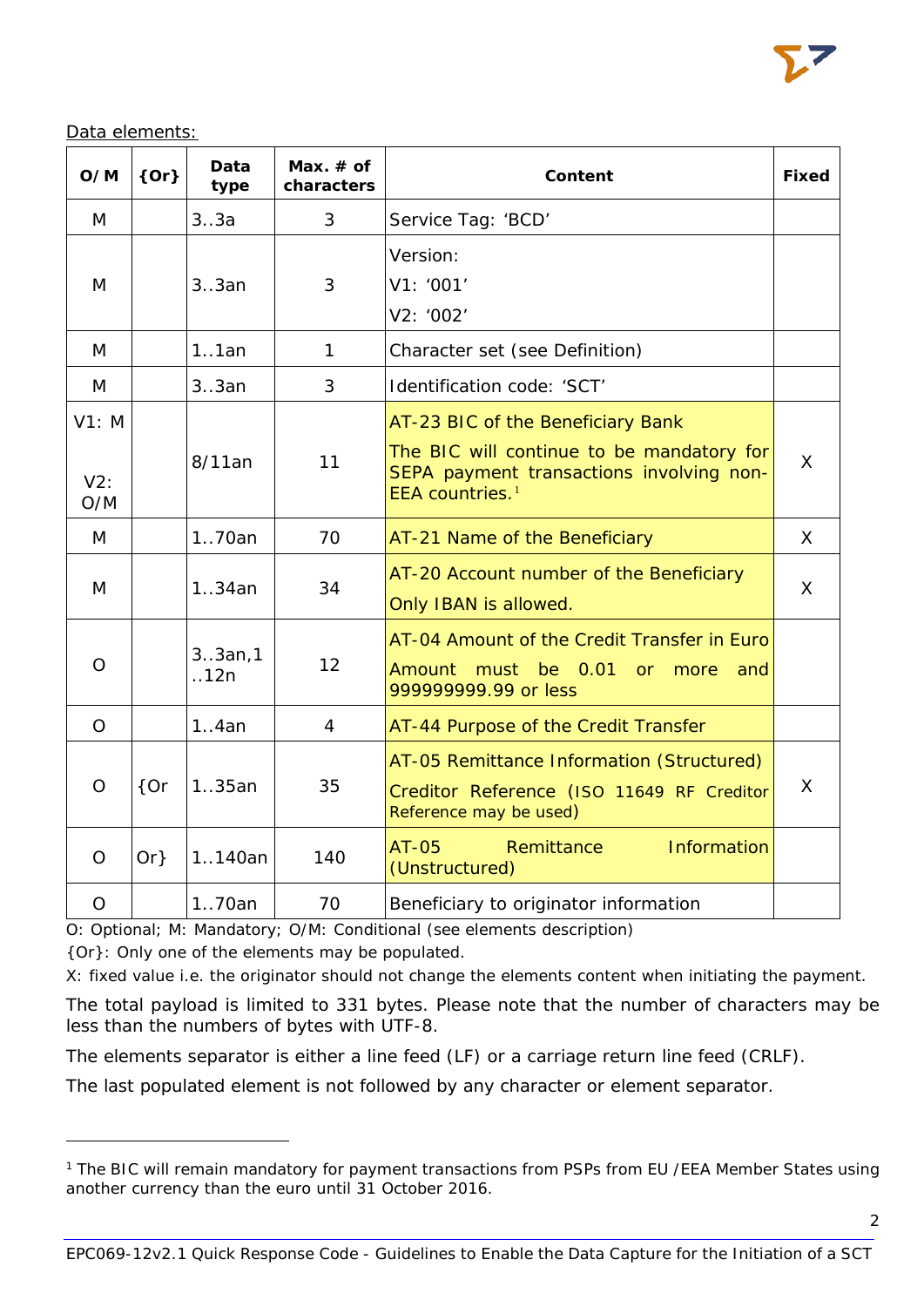Data elements:

| O/M | {Or} | Data type | Max. # of characters | Content | Fixed |
|---|---|---|---|---|---|
| M | | 3..3a | 3 | Service Tag: 'BCD' | |
| M | | 3..3an | 3 | Version:<br>V1: '001'<br>V2: '002' | |
| M | | 1..1an | 1 | Character set (see Definition) | |
| M | | 3..3an | 3 | Identification code: 'SCT' | |
| V1: M<br><br>V2: O/M | | 8/11an | 11 | AT-23 BIC of the Beneficiary Bank<br>The BIC will continue to be mandatory for SEPA payment transactions involving non-EEA countries.[1] | X |
| M | | 1..70an | 70 | AT-21 Name of the Beneficiary | X |
| M | | 1..34an | 34 | AT-20 Account number of the Beneficiary<br>Only IBAN is allowed. | X |
| O | | 3..3an,1..12n | 12 | AT-04 Amount of the Credit Transfer in Euro<br>Amount must be 0.01 or more and 999999999.99 or less | |
| O | | 1..4an | 4 | AT-44 Purpose of the Credit Transfer | |
| O | {Or | 1..35an | 35 | AT-05 Remittance Information (Structured)<br>Creditor Reference (ISO 11649 RF Creditor Reference may be used) | X |
| O | Or} | 1..140an | 140 | AT-05 Remittance Information (Unstructured) | |
| O | | 1..70an | 70 | Beneficiary to originator information | |

O: Optional; M: Mandatory; O/M: Conditional (see elements description)

{Or}: Only one of the elements may be populated.

X: fixed value i.e. the originator should not change the elements content when initiating the payment.

The total payload is limited to 331 bytes. Please note that the number of characters may be less than the numbers of bytes with UTF-8.

The elements separator is either a line feed (LF) or a carriage return line feed (CRLF).

The last populated element is not followed by any character or element separator.

---

[1] The BIC will remain mandatory for payment transactions from PSPs from EU /EEA Member States using another currency than the euro until 31 October 2016.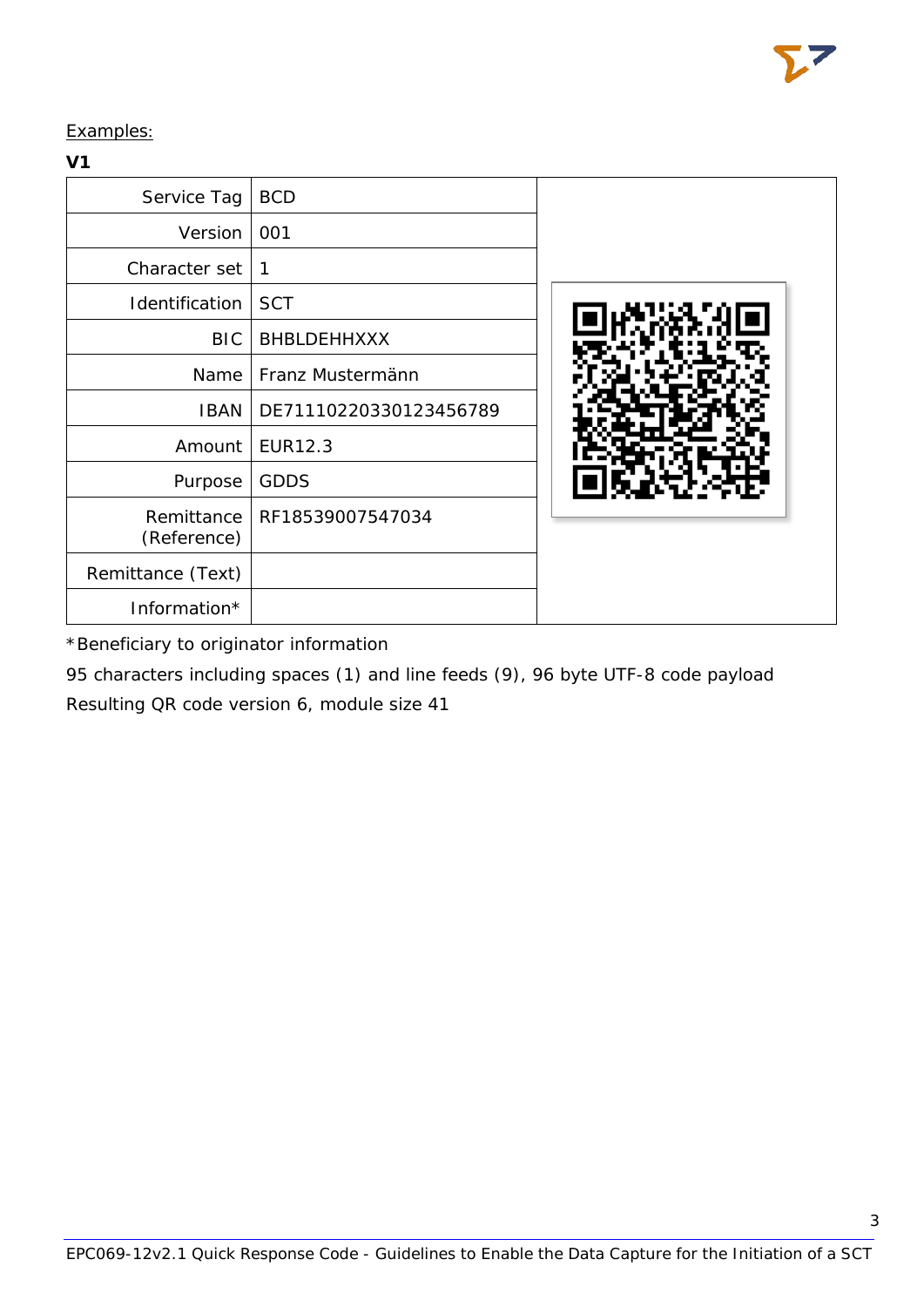Examples:

**V1**

| Service Tag | BCD |
|---|---|
| Version | 001 |
| Character set | 1 |
| Identification | SCT |
| BIC | BHBLDEHHXXX |
| Name | Franz Mustermänn |
| IBAN | DE71110220330123456789 |
| Amount | EUR12.3 |
| Purpose | GDDS |
| Remittance (Reference) | RF18539007547034 |
| Remittance (Text) | |
| Information* | |

*Beneficiary to originator information

95 characters including spaces (1) and line feeds (9), 96 byte UTF-8 code payload

Resulting QR code version 6, module size 41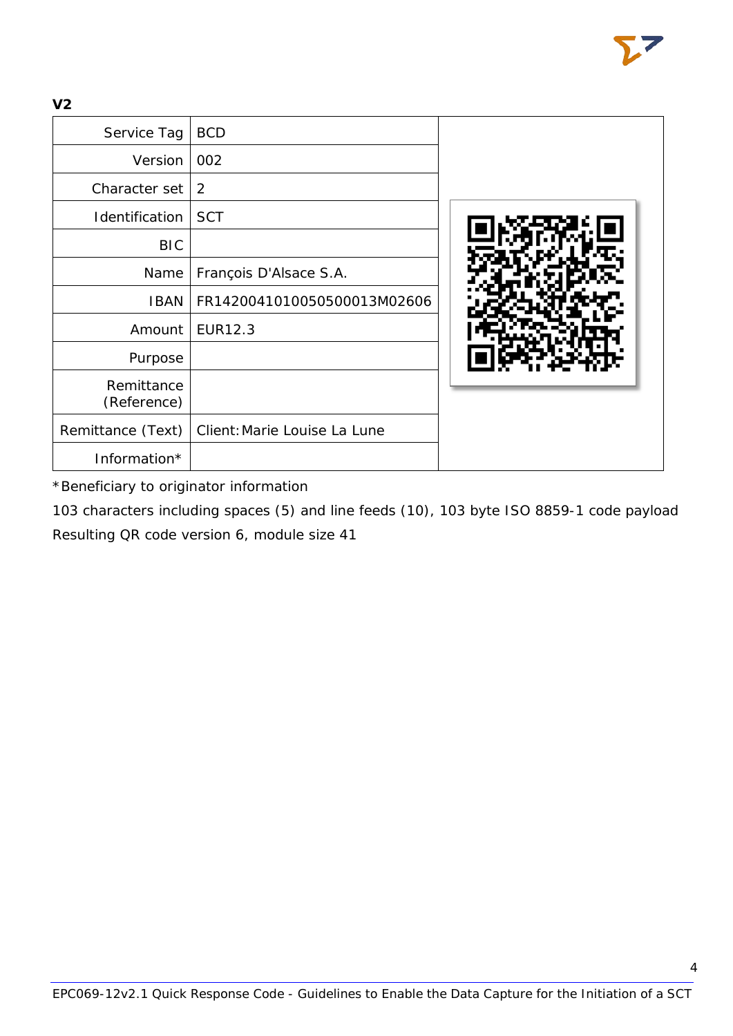**V2**

| Field | Value |
|---|---|
| Service Tag | BCD |
| Version | 002 |
| Character set | 2 |
| Identification | SCT |
| BIC | |
| Name | François D'Alsace S.A. |
| IBAN | FR1420041010050500013M02606 |
| Amount | EUR12.3 |
| Purpose | |
| Remittance (Reference) | |
| Remittance (Text) | Client:Marie Louise La Lune |
| Information* | |

*Beneficiary to originator information

103 characters including spaces (5) and line feeds (10), 103 byte ISO 8859-1 code payload

Resulting QR code version 6, module size 41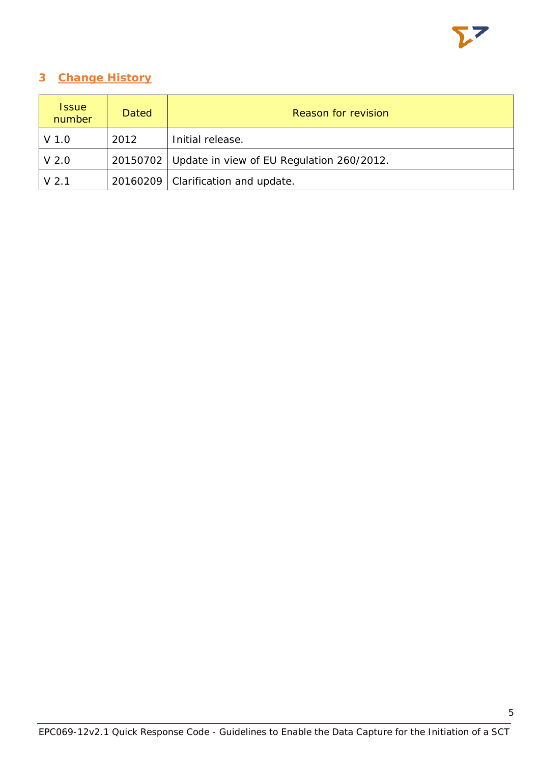## 3 Change History

| Issue number | Dated | Reason for revision |
|---|---|---|
| V 1.0 | 2012 | Initial release. |
| V 2.0 | 20150702 | Update in view of EU Regulation 260/2012. |
| V 2.1 | 20160209 | Clarification and update. |